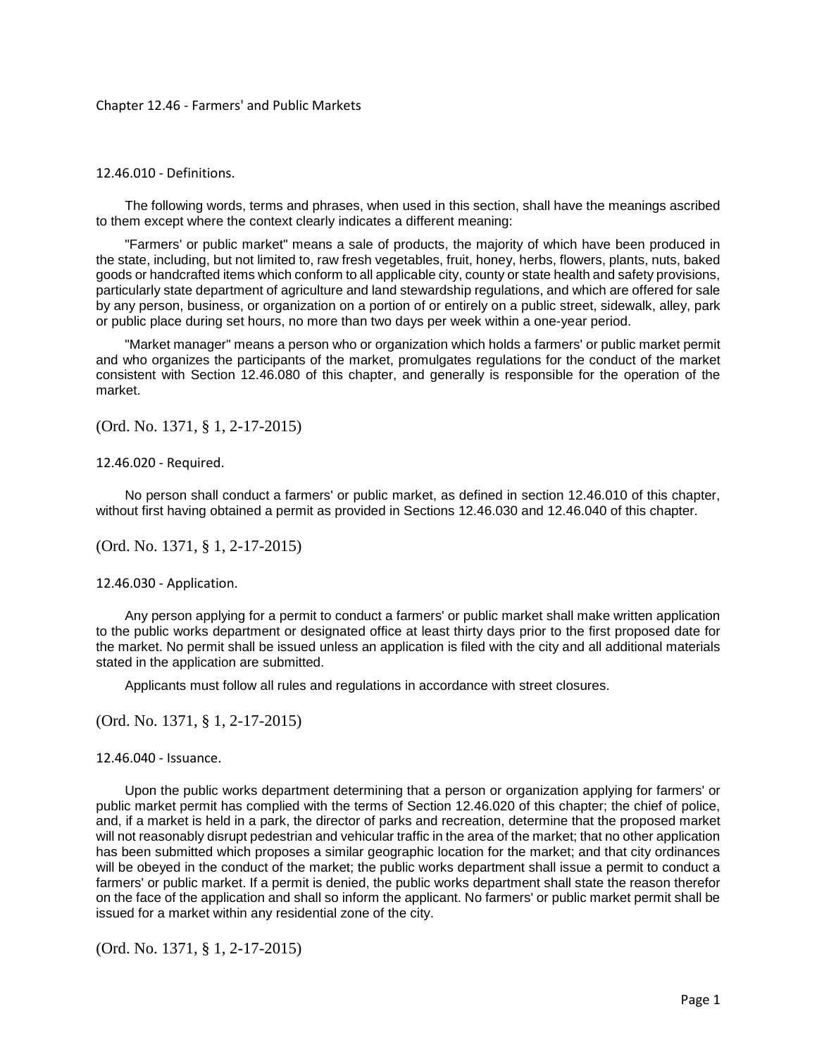# Chapter 12.46 - Farmers' and Public Markets

## 12.46.010 - Definitions.

The following words, terms and phrases, when used in this section, shall have the meanings ascribed to them except where the context clearly indicates a different meaning:

"Farmers' or public market" means a sale of products, the majority of which have been produced in the state, including, but not limited to, raw fresh vegetables, fruit, honey, herbs, flowers, plants, nuts, baked goods or handcrafted items which conform to all applicable city, county or state health and safety provisions, particularly state department of agriculture and land stewardship regulations, and which are offered for sale by any person, business, or organization on a portion of or entirely on a public street, sidewalk, alley, park or public place during set hours, no more than two days per week within a one-year period.

"Market manager" means a person who or organization which holds a farmers' or public market permit and who organizes the participants of the market, promulgates regulations for the conduct of the market consistent with Section 12.46.080 of this chapter, and generally is responsible for the operation of the market.

(Ord. No. 1371, § 1, 2-17-2015)

## 12.46.020 - Required.

No person shall conduct a farmers' or public market, as defined in section 12.46.010 of this chapter, without first having obtained a permit as provided in Sections 12.46.030 and 12.46.040 of this chapter.

(Ord. No. 1371, § 1, 2-17-2015)

## 12.46.030 - Application.

Any person applying for a permit to conduct a farmers' or public market shall make written application to the public works department or designated office at least thirty days prior to the first proposed date for the market. No permit shall be issued unless an application is filed with the city and all additional materials stated in the application are submitted.

Applicants must follow all rules and regulations in accordance with street closures.

(Ord. No. 1371, § 1, 2-17-2015)

## 12.46.040 - Issuance.

Upon the public works department determining that a person or organization applying for farmers' or public market permit has complied with the terms of Section 12.46.020 of this chapter; the chief of police, and, if a market is held in a park, the director of parks and recreation, determine that the proposed market will not reasonably disrupt pedestrian and vehicular traffic in the area of the market; that no other application has been submitted which proposes a similar geographic location for the market; and that city ordinances will be obeyed in the conduct of the market; the public works department shall issue a permit to conduct a farmers' or public market. If a permit is denied, the public works department shall state the reason therefor on the face of the application and shall so inform the applicant. No farmers' or public market permit shall be issued for a market within any residential zone of the city.

(Ord. No. 1371, § 1, 2-17-2015)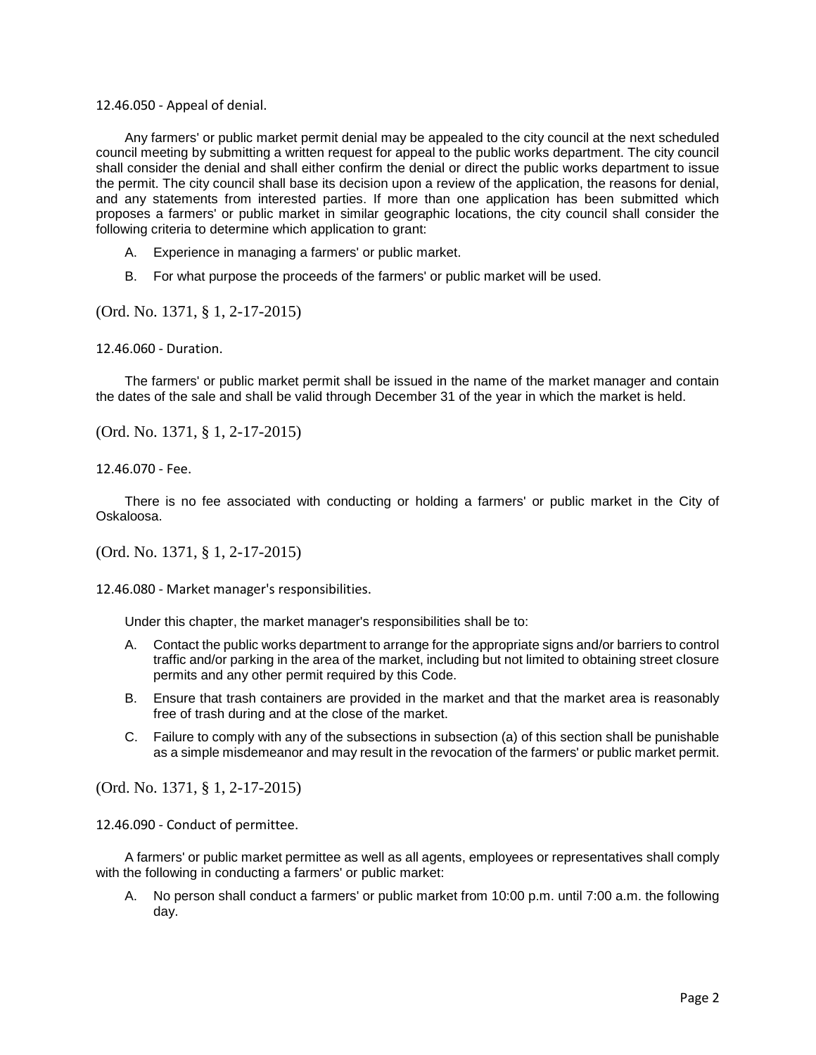12.46.050 - Appeal of denial.

Any farmers' or public market permit denial may be appealed to the city council at the next scheduled council meeting by submitting a written request for appeal to the public works department. The city council shall consider the denial and shall either confirm the denial or direct the public works department to issue the permit. The city council shall base its decision upon a review of the application, the reasons for denial, and any statements from interested parties. If more than one application has been submitted which proposes a farmers' or public market in similar geographic locations, the city council shall consider the following criteria to determine which application to grant:

A. Experience in managing a farmers' or public market.

B. For what purpose the proceeds of the farmers' or public market will be used.

(Ord. No. 1371, § 1, 2-17-2015)

12.46.060 - Duration.

The farmers' or public market permit shall be issued in the name of the market manager and contain the dates of the sale and shall be valid through December 31 of the year in which the market is held.

(Ord. No. 1371, § 1, 2-17-2015)

12.46.070 - Fee.

There is no fee associated with conducting or holding a farmers' or public market in the City of Oskaloosa.

(Ord. No. 1371, § 1, 2-17-2015)

12.46.080 - Market manager's responsibilities.

Under this chapter, the market manager's responsibilities shall be to:

A. Contact the public works department to arrange for the appropriate signs and/or barriers to control traffic and/or parking in the area of the market, including but not limited to obtaining street closure permits and any other permit required by this Code.

B. Ensure that trash containers are provided in the market and that the market area is reasonably free of trash during and at the close of the market.

C. Failure to comply with any of the subsections in subsection (a) of this section shall be punishable as a simple misdemeanor and may result in the revocation of the farmers' or public market permit.

(Ord. No. 1371, § 1, 2-17-2015)

12.46.090 - Conduct of permittee.

A farmers' or public market permittee as well as all agents, employees or representatives shall comply with the following in conducting a farmers' or public market:

A. No person shall conduct a farmers' or public market from 10:00 p.m. until 7:00 a.m. the following day.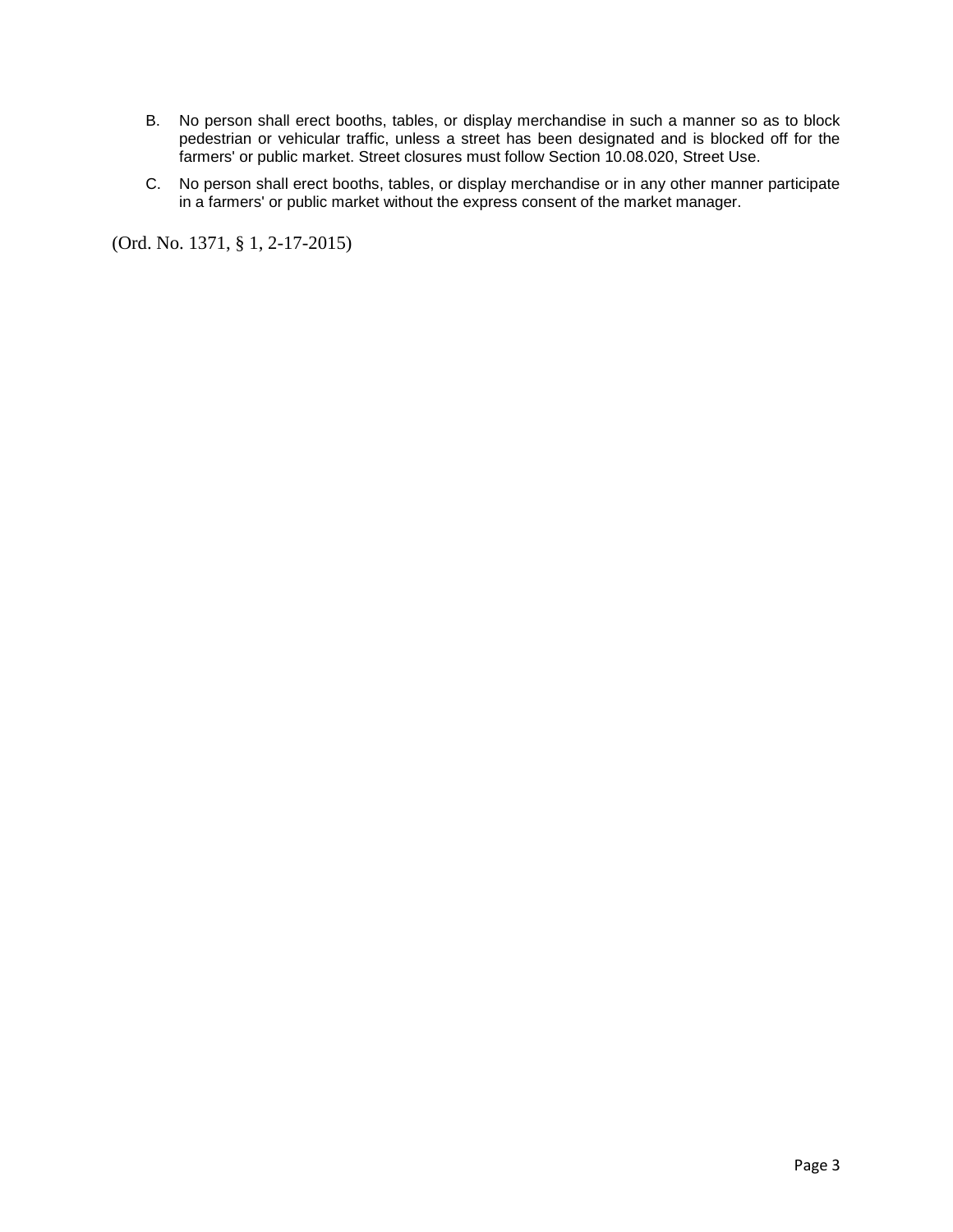B. No person shall erect booths, tables, or display merchandise in such a manner so as to block pedestrian or vehicular traffic, unless a street has been designated and is blocked off for the farmers' or public market. Street closures must follow Section 10.08.020, Street Use.

C. No person shall erect booths, tables, or display merchandise or in any other manner participate in a farmers' or public market without the express consent of the market manager.

(Ord. No. 1371, § 1, 2-17-2015)